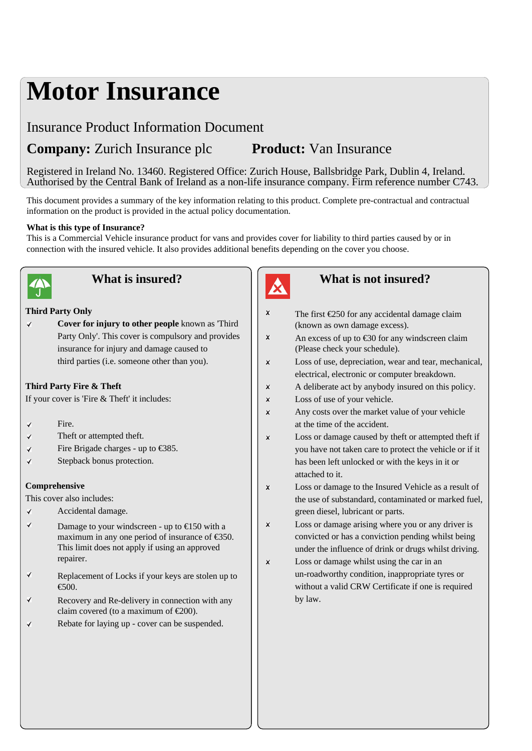# Motor Insurance

Insurance Product Information Document

**Company:** Zurich Insurance plc **Product:** Van Insurance

Registered in Ireland No. 13460. Registered Office: Zurich House, Ballsbridge Park, Dublin 4, Ireland. Authorised by the Central Bank of Ireland as a non-life insurance company. Firm reference number C743.

This document provides a summary of the key information relating to this product. Complete pre-contractual and contractual information on the product is provided in the actual policy documentation.

**What is this type of Insurance?**
This is a Commercial Vehicle insurance product for vans and provides cover for liability to third parties caused by or in connection with the insured vehicle. It also provides additional benefits depending on the cover you choose.

## What is insured?

**Third Party Only**

- ✓ **Cover for injury to other people** known as 'Third Party Only'. This cover is compulsory and provides insurance for injury and damage caused to third parties (i.e. someone other than you).

**Third Party Fire & Theft**

If your cover is 'Fire & Theft' it includes:

- ✓ Fire.
- ✓ Theft or attempted theft.
- ✓ Fire Brigade charges - up to €385.
- ✓ Stepback bonus protection.

**Comprehensive**

This cover also includes:

- ✓ Accidental damage.
- ✓ Damage to your windscreen - up to €150 with a maximum in any one period of insurance of €350. This limit does not apply if using an approved repairer.
- ✓ Replacement of Locks if your keys are stolen up to €500.
- ✓ Recovery and Re-delivery in connection with any claim covered (to a maximum of €200).
- ✓ Rebate for laying up - cover can be suspended.

## What is not insured?

- ✗ The first €250 for any accidental damage claim (known as own damage excess).
- ✗ An excess of up to €30 for any windscreen claim (Please check your schedule).
- ✗ Loss of use, depreciation, wear and tear, mechanical, electrical, electronic or computer breakdown.
- ✗ A deliberate act by anybody insured on this policy.
- ✗ Loss of use of your vehicle.
- ✗ Any costs over the market value of your vehicle at the time of the accident.
- ✗ Loss or damage caused by theft or attempted theft if you have not taken care to protect the vehicle or if it has been left unlocked or with the keys in it or attached to it.
- ✗ Loss or damage to the Insured Vehicle as a result of the use of substandard, contaminated or marked fuel, green diesel, lubricant or parts.
- ✗ Loss or damage arising where you or any driver is convicted or has a conviction pending whilst being under the influence of drink or drugs whilst driving.
- ✗ Loss or damage whilst using the car in an un-roadworthy condition, inappropriate tyres or without a valid CRW Certificate if one is required by law.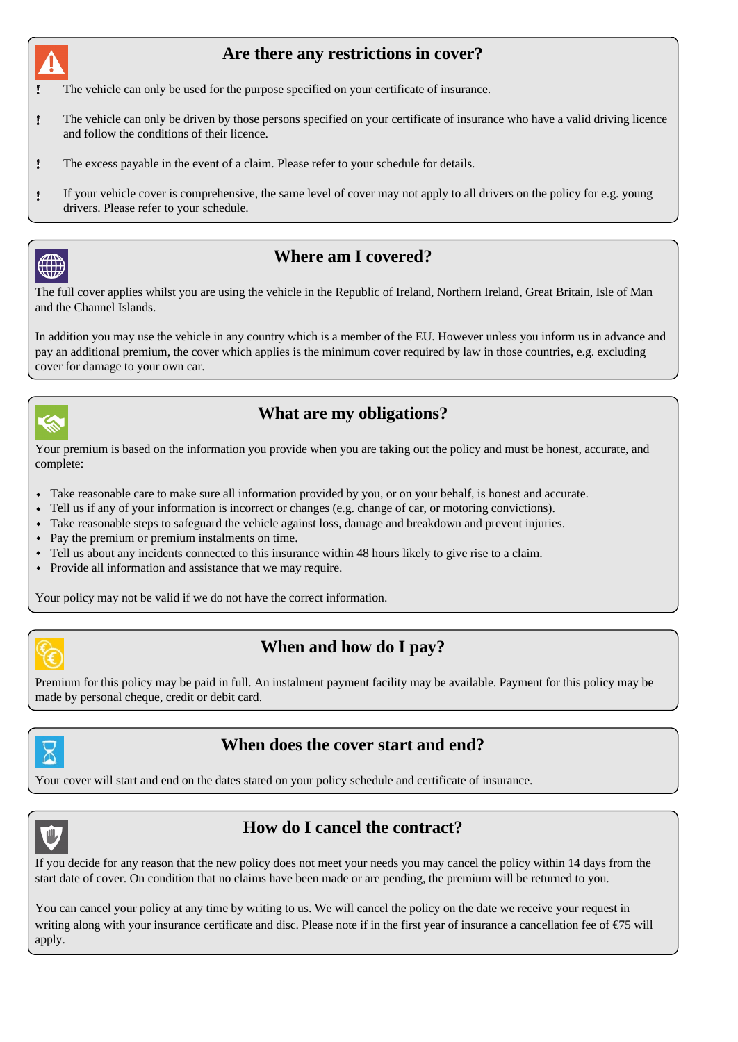## Are there any restrictions in cover?

! The vehicle can only be used for the purpose specified on your certificate of insurance.

! The vehicle can only be driven by those persons specified on your certificate of insurance who have a valid driving licence and follow the conditions of their licence.

! The excess payable in the event of a claim. Please refer to your schedule for details.

! If your vehicle cover is comprehensive, the same level of cover may not apply to all drivers on the policy for e.g. young drivers. Please refer to your schedule.

## Where am I covered?

The full cover applies whilst you are using the vehicle in the Republic of Ireland, Northern Ireland, Great Britain, Isle of Man and the Channel Islands.

In addition you may use the vehicle in any country which is a member of the EU. However unless you inform us in advance and pay an additional premium, the cover which applies is the minimum cover required by law in those countries, e.g. excluding cover for damage to your own car.

## What are my obligations?

Your premium is based on the information you provide when you are taking out the policy and must be honest, accurate, and complete:

- Take reasonable care to make sure all information provided by you, or on your behalf, is honest and accurate.
- Tell us if any of your information is incorrect or changes (e.g. change of car, or motoring convictions).
- Take reasonable steps to safeguard the vehicle against loss, damage and breakdown and prevent injuries.
- Pay the premium or premium instalments on time.
- Tell us about any incidents connected to this insurance within 48 hours likely to give rise to a claim.
- Provide all information and assistance that we may require.

Your policy may not be valid if we do not have the correct information.

## When and how do I pay?

Premium for this policy may be paid in full. An instalment payment facility may be available. Payment for this policy may be made by personal cheque, credit or debit card.

## When does the cover start and end?

Your cover will start and end on the dates stated on your policy schedule and certificate of insurance.

## How do I cancel the contract?

If you decide for any reason that the new policy does not meet your needs you may cancel the policy within 14 days from the start date of cover. On condition that no claims have been made or are pending, the premium will be returned to you.

You can cancel your policy at any time by writing to us. We will cancel the policy on the date we receive your request in writing along with your insurance certificate and disc. Please note if in the first year of insurance a cancellation fee of €75 will apply.